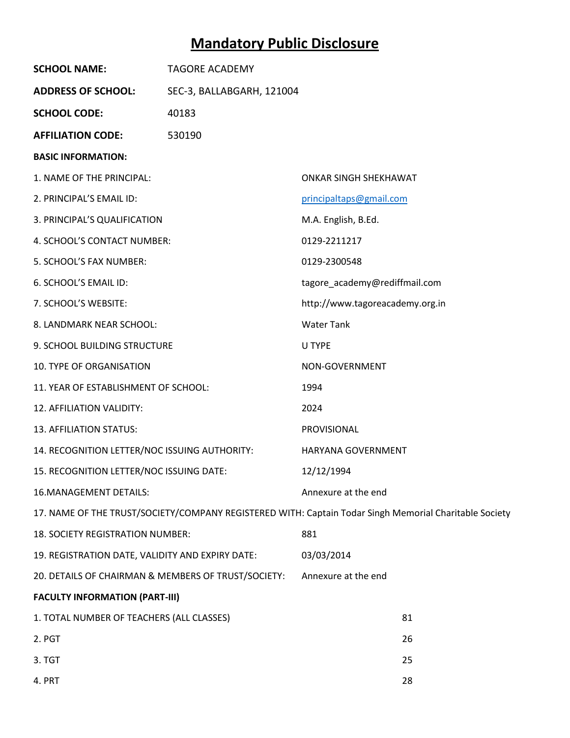# Mandatory Public Disclosure

**SCHOOL NAME:** TAGORE ACADEMY

**ADDRESS OF SCHOOL:** SEC-3, BALLABGARH, 121004

**SCHOOL CODE:** 40183

**AFFILIATION CODE:** 530190

**BASIC INFORMATION:**

1. NAME OF THE PRINCIPAL: ONKAR SINGH SHEKHAWAT
2. PRINCIPAL'S EMAIL ID: principaltaps@gmail.com
3. PRINCIPAL'S QUALIFICATION: M.A. English, B.Ed.
4. SCHOOL'S CONTACT NUMBER: 0129-2211217
5. SCHOOL'S FAX NUMBER: 0129-2300548
6. SCHOOL'S EMAIL ID: tagore_academy@rediffmail.com
7. SCHOOL'S WEBSITE: http://www.tagoreacademy.org.in
8. LANDMARK NEAR SCHOOL: Water Tank
9. SCHOOL BUILDING STRUCTURE: U TYPE
10. TYPE OF ORGANISATION: NON-GOVERNMENT
11. YEAR OF ESTABLISHMENT OF SCHOOL: 1994
12. AFFILIATION VALIDITY: 2024
13. AFFILIATION STATUS: PROVISIONAL
14. RECOGNITION LETTER/NOC ISSUING AUTHORITY: HARYANA GOVERNMENT
15. RECOGNITION LETTER/NOC ISSUING DATE: 12/12/1994
16. MANAGEMENT DETAILS: Annexure at the end
17. NAME OF THE TRUST/SOCIETY/COMPANY REGISTERED WITH: Captain Todar Singh Memorial Charitable Society
18. SOCIETY REGISTRATION NUMBER: 881
19. REGISTRATION DATE, VALIDITY AND EXPIRY DATE: 03/03/2014
20. DETAILS OF CHAIRMAN & MEMBERS OF TRUST/SOCIETY: Annexure at the end

**FACULTY INFORMATION (PART-III)**

1. TOTAL NUMBER OF TEACHERS (ALL CLASSES): 81
2. PGT: 26
3. TGT: 25
4. PRT: 28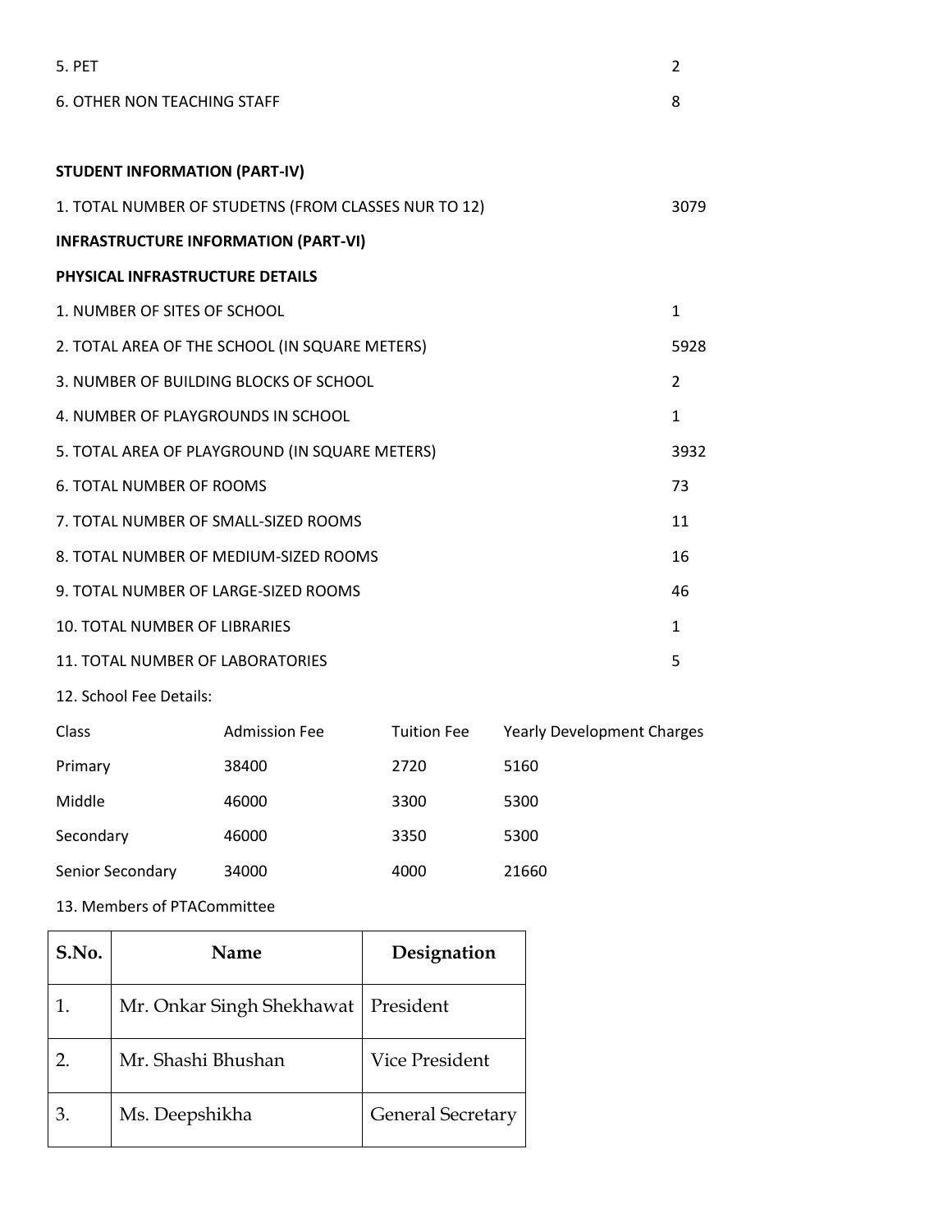5. PET 2

6. OTHER NON TEACHING STAFF 8

**STUDENT INFORMATION (PART-IV)**

1. TOTAL NUMBER OF STUDETNS (FROM CLASSES NUR TO 12) 3079

**INFRASTRUCTURE INFORMATION (PART-VI)**

**PHYSICAL INFRASTRUCTURE DETAILS**

| | |
|---|---|
| 1. NUMBER OF SITES OF SCHOOL | 1 |
| 2. TOTAL AREA OF THE SCHOOL (IN SQUARE METERS) | 5928 |
| 3. NUMBER OF BUILDING BLOCKS OF SCHOOL | 2 |
| 4. NUMBER OF PLAYGROUNDS IN SCHOOL | 1 |
| 5. TOTAL AREA OF PLAYGROUND (IN SQUARE METERS) | 3932 |
| 6. TOTAL NUMBER OF ROOMS | 73 |
| 7. TOTAL NUMBER OF SMALL-SIZED ROOMS | 11 |
| 8. TOTAL NUMBER OF MEDIUM-SIZED ROOMS | 16 |
| 9. TOTAL NUMBER OF LARGE-SIZED ROOMS | 46 |
| 10. TOTAL NUMBER OF LIBRARIES | 1 |
| 11. TOTAL NUMBER OF LABORATORIES | 5 |

12. School Fee Details:

| Class | Admission Fee | Tuition Fee | Yearly Development Charges |
|---|---|---|---|
| Primary | 38400 | 2720 | 5160 |
| Middle | 46000 | 3300 | 5300 |
| Secondary | 46000 | 3350 | 5300 |
| Senior Secondary | 34000 | 4000 | 21660 |

13. Members of PTACommittee

| S.No. | Name | Designation |
|---|---|---|
| 1. | Mr. Onkar Singh Shekhawat | President |
| 2. | Mr. Shashi Bhushan | Vice President |
| 3. | Ms. Deepshikha | General Secretary |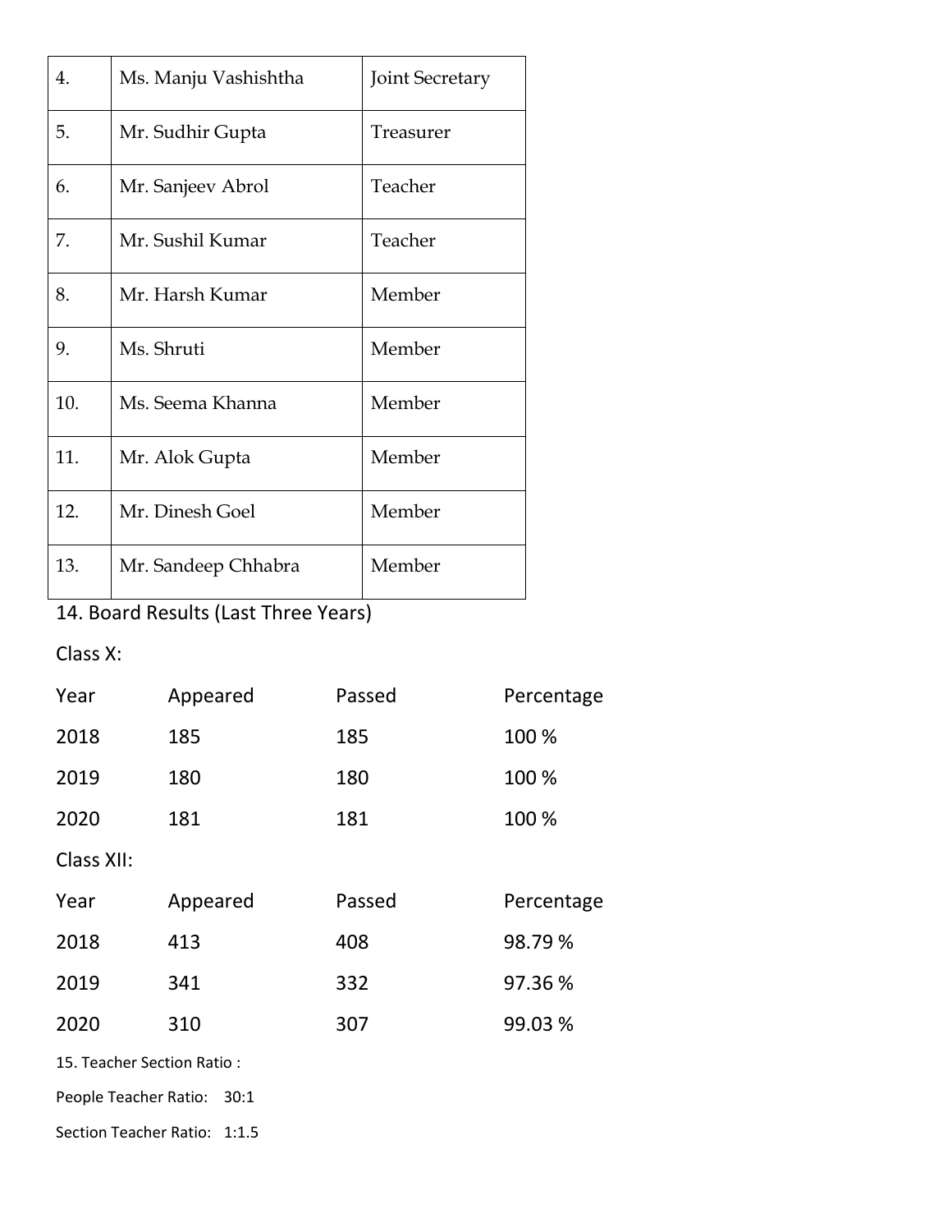| 4. | Ms. Manju Vashishtha | Joint Secretary |
|---|---|---|
| 5. | Mr. Sudhir Gupta | Treasurer |
| 6. | Mr. Sanjeev Abrol | Teacher |
| 7. | Mr. Sushil Kumar | Teacher |
| 8. | Mr. Harsh Kumar | Member |
| 9. | Ms. Shruti | Member |
| 10. | Ms. Seema Khanna | Member |
| 11. | Mr. Alok Gupta | Member |
| 12. | Mr. Dinesh Goel | Member |
| 13. | Mr. Sandeep Chhabra | Member |

14. Board Results (Last Three Years)

Class X:

| Year | Appeared | Passed | Percentage |
|---|---|---|---|
| 2018 | 185 | 185 | 100 % |
| 2019 | 180 | 180 | 100 % |
| 2020 | 181 | 181 | 100 % |

Class XII:

| Year | Appeared | Passed | Percentage |
|---|---|---|---|
| 2018 | 413 | 408 | 98.79 % |
| 2019 | 341 | 332 | 97.36 % |
| 2020 | 310 | 307 | 99.03 % |

15. Teacher Section Ratio :

People Teacher Ratio: 30:1

Section Teacher Ratio: 1:1.5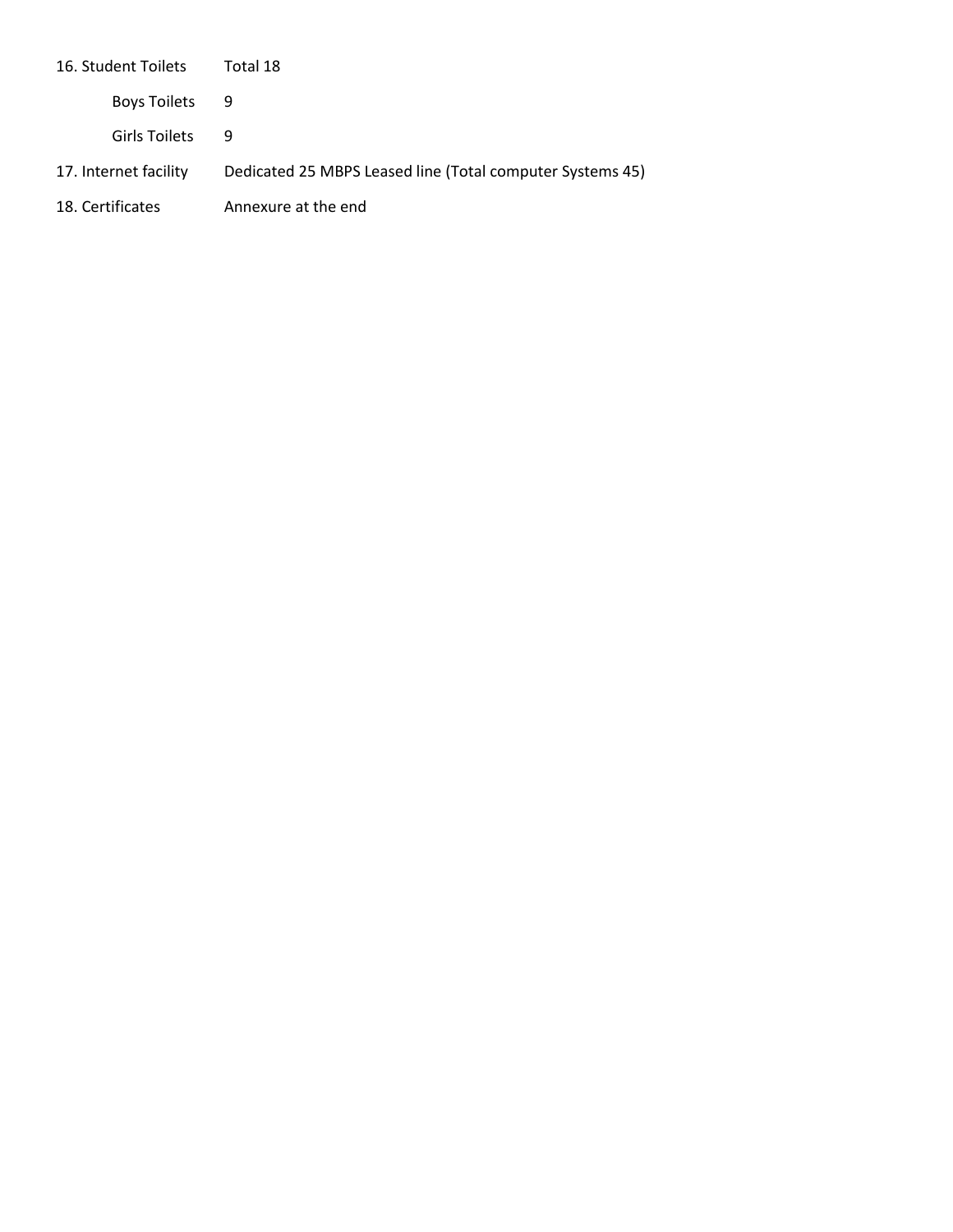| | |
|---|---|
| 16. Student Toilets | Total 18 |
| Boys Toilets | 9 |
| Girls Toilets | 9 |
| 17. Internet facility | Dedicated 25 MBPS Leased line (Total computer Systems 45) |
| 18. Certificates | Annexure at the end |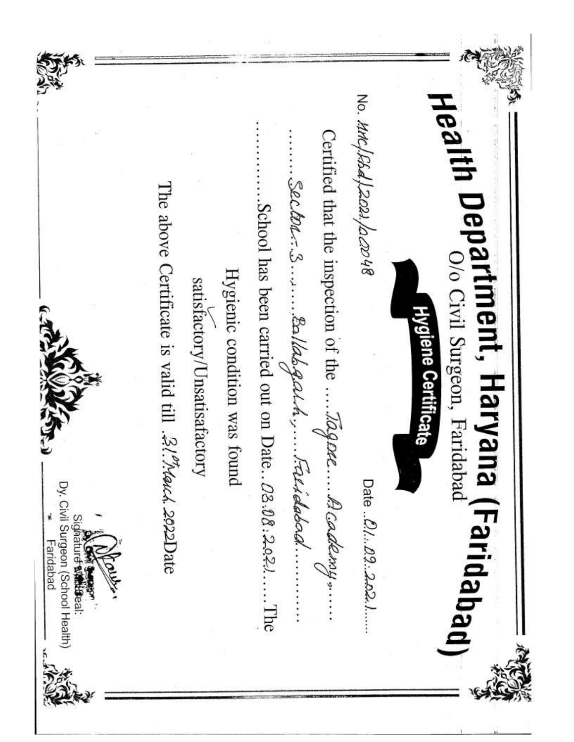# Health Department, Haryana (Faridabad)

O/o Civil Surgeon, Faridabad

## Hygiene Certificate

No. MHC/Fbd/2021/AD0048 Date ..01..09..2021......

Certified that the inspection of the ....Tagore....Academy,.....

.....Sector-3......Ballabgarh,.....Faridabad.........

..........School has been carried out on Date..03.08.2021......The

Hygienic condition was found

satisfactory/Unsatisfactory

The above Certificate is valid till 31st March 2022 Date

Signature with Seal:

Dy. Civil Surgeon (School Health)

Faridabad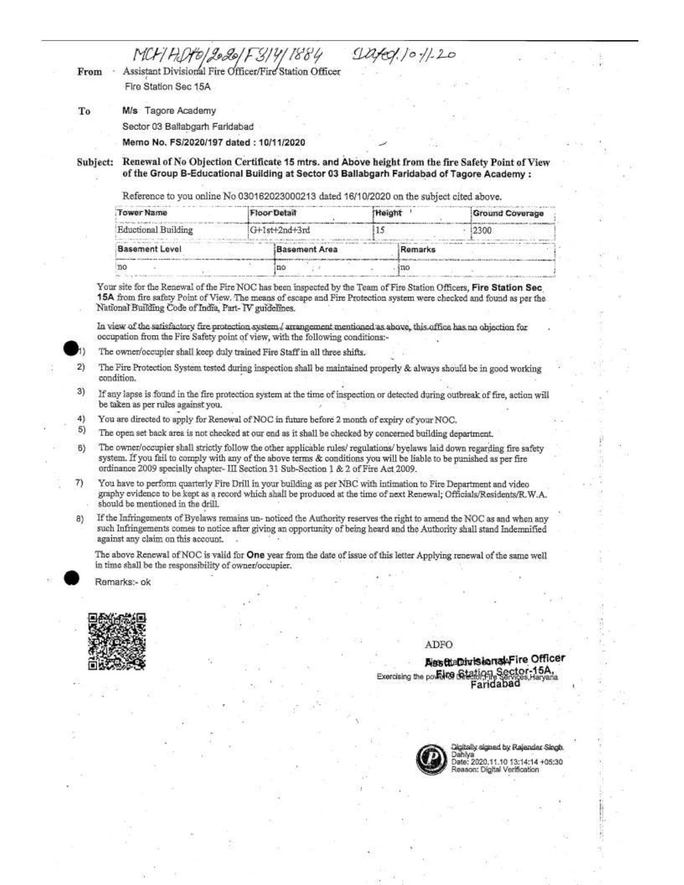MCF/ADFO/2020/F3/4/1884 Dated.10/11/20

**From** Assistant Divisional Fire Officer/Fire Station Officer
Fire Station Sec 15A

**To** **M/s** Tagore Academy
Sector 03 Ballabgarh Faridabad
**Memo No. FS/2020/197 dated : 10/11/2020**

**Subject: Renewal of No Objection Certificate 15 mtrs. and Above height from the fire Safety Point of View of the Group B-Educational Building at Sector 03 Ballabgarh Faridabad of Tagore Academy :**

Reference to you online No 030162023000213 dated 16/10/2020 on the subject cited above.

| Tower Name | Floor Detail | Height | Ground Coverage |
|---|---|---|---|
| Eductional Building | G+1st+2nd+3rd | 15 | 2300 |

| Basement Level | Basement Area | Remarks |
|---|---|---|
| no | no | no |

Your site for the Renewal of the Fire NOC has been inspected by the Team of Fire Station Officers, **Fire Station Sec 15A** from fire safety Point of View. The means of escape and Fire Protection system were checked and found as per the National Building Code of India, Part- IV guidelines.

In view of the satisfactory fire protection system / arrangement mentioned as above, this office has no objection for occupation from the Fire Safety point of view, with the following conditions:-

1) The owner/occupier shall keep duly trained Fire Staff in all three shifts.
2) The Fire Protection System tested during inspection shall be maintained properly & always should be in good working condition.
3) If any lapse is found in the fire protection system at the time of inspection or detected during outbreak of fire, action will be taken as per rules against you.
4) You are directed to apply for Renewal of NOC in future before 2 month of expiry of your NOC.
5) The open set back area is not checked at our end as it shall be checked by concerned building department.
6) The owner/occupier shall strictly follow the other applicable rules/ regulations/ byelaws laid down regarding fire safety system. If you fail to comply with any of the above terms & conditions you will be liable to be punished as per fire ordinance 2009 specially chapter- III Section 31 Sub-Section 1 & 2 of Fire Act 2009.
7) You have to perform quarterly Fire Drill in your building as per NBC with intimation to Fire Department and video graphy evidence to be kept as a record which shall be produced at the time of next Renewal; Officials/Residents/R.W.A. should be mentioned in the drill.
8) If the Infringements of Byelaws remains un- noticed the Authority reserves the right to amend the NOC as and when any such Infringements comes to notice after giving an opportunity of being heard and the Authority shall stand Indemnified against any claim on this account.

The above Renewal of NOC is valid for **One** year from the date of issue of this letter Applying renewal of the same well in time shall be the responsibility of owner/occupier.

Remarks:- ok

ADFO
**Asstt. Divisional Fire Officer**
**Fire Station Sector-15A, Faridabad**
Exercising the power of Director, Fire Services, Haryana

Digitally signed by Rajender Singh Dahiya
Date: 2020.11.10 13:14:14 +05:30
Reason: Digital Verification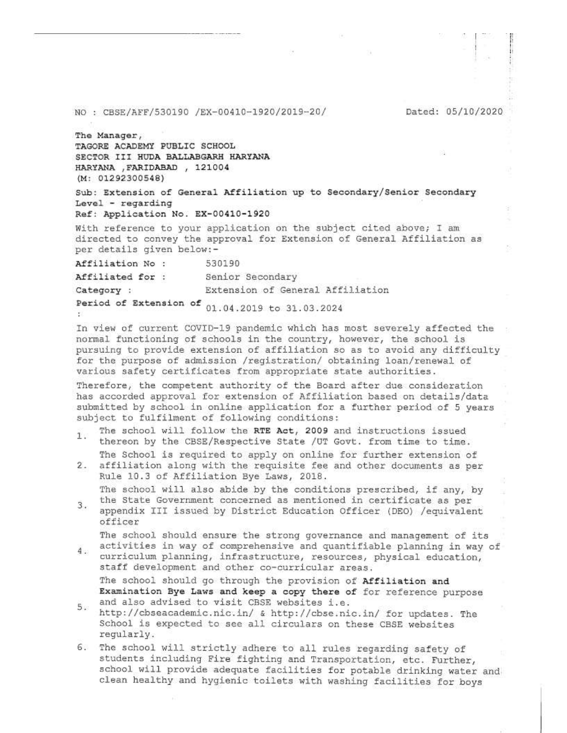NO : CBSE/AFF/530190 /EX-00410-1920/2019-20/ Dated: 05/10/2020

The Manager,
**TAGORE ACADEMY PUBLIC SCHOOL**
**SECTOR III HUDA BALLABGARH HARYANA**
**HARYANA ,FARIDABAD , 121004**
**(M: 01292300548)**

**Sub: Extension of General Affiliation up to Secondary/Senior Secondary Level - regarding**
**Ref: Application No. EX-00410-1920**

With reference to your application on the subject cited above; I am directed to convey the approval for Extension of General Affiliation as per details given below:-

| | |
|---|---|
| **Affiliation No :** | 530190 |
| **Affiliated for :** | Senior Secondary |
| Category : | Extension of General Affiliation |
| **Period of Extension of :** | 01.04.2019 to 31.03.2024 |

In view of current COVID-19 pandemic which has most severely affected the normal functioning of schools in the country, however, the school is pursuing to provide extension of affiliation so as to avoid any difficulty for the purpose of admission /registration/ obtaining loan/renewal of various safety certificates from appropriate state authorities.

Therefore, the competent authority of the Board after due consideration has accorded approval for extension of Affiliation based on details/data submitted by school in online application for a further period of 5 years subject to fulfilment of following conditions:

1. The school will follow the **RTE Act, 2009** and instructions issued thereon by the CBSE/Respective State /UT Govt. from time to time.
2. The School is required to apply on online for further extension of affiliation along with the requisite fee and other documents as per Rule 10.3 of Affiliation Bye Laws, 2018.
3. The school will also abide by the conditions prescribed, if any, by the State Government concerned as mentioned in certificate as per appendix III issued by District Education Officer (DEO) /equivalent officer
4. The school should ensure the strong governance and management of its activities in way of comprehensive and quantifiable planning in way of curriculum planning, infrastructure, resources, physical education, staff development and other co-curricular areas.
5. The school should go through the provision of **Affiliation and Examination Bye Laws and keep a copy there of** for reference purpose and also advised to visit CBSE websites i.e. http://cbseacademic.nic.in/ & http://cbse.nic.in/ for updates. The School is expected to see all circulars on these CBSE websites regularly.
6. The school will strictly adhere to all rules regarding safety of students including Fire fighting and Transportation, etc. Further, school will provide adequate facilities for potable drinking water and clean healthy and hygienic toilets with washing facilities for boys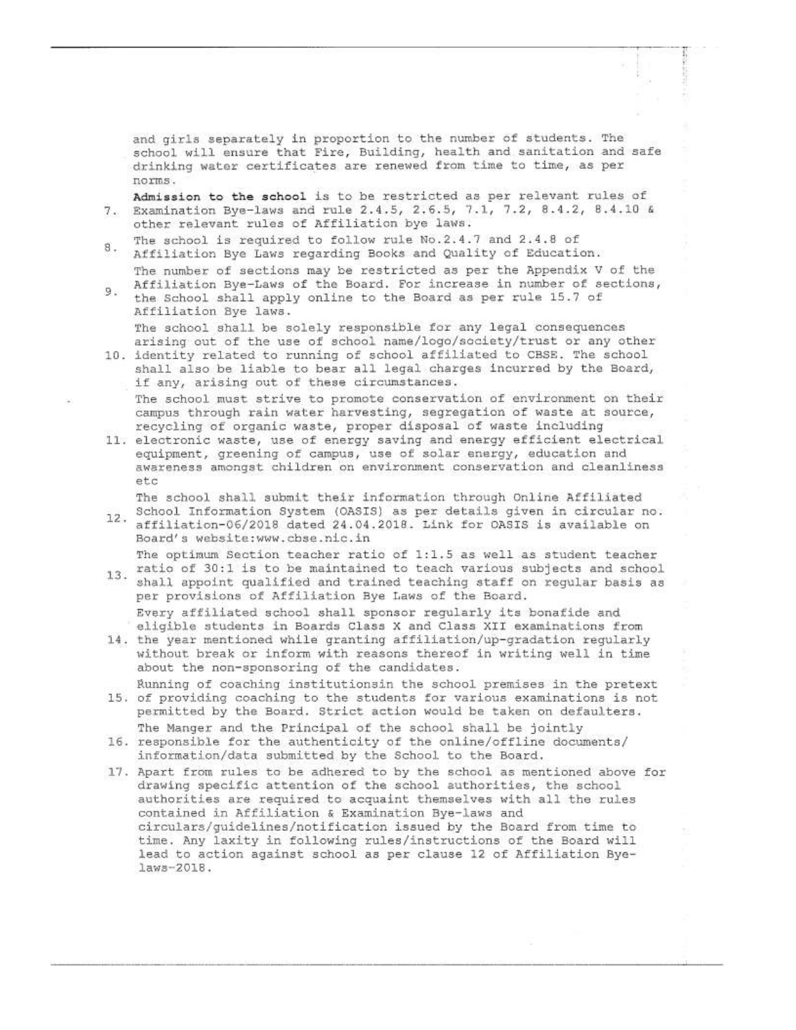and girls separately in proportion to the number of students. The school will ensure that Fire, Building, health and sanitation and safe drinking water certificates are renewed from time to time, as per norms.

7. **Admission to the school** is to be restricted as per relevant rules of Examination Bye-laws and rule 2.4.5, 2.6.5, 7.1, 7.2, 8.4.2, 8.4.10 & other relevant rules of Affiliation bye laws.
8. The school is required to follow rule No.2.4.7 and 2.4.8 of Affiliation Bye Laws regarding Books and Quality of Education.
9. The number of sections may be restricted as per the Appendix V of the Affiliation Bye-Laws of the Board. For increase in number of sections, the School shall apply online to the Board as per rule 15.7 of Affiliation Bye laws.
10. The school shall be solely responsible for any legal consequences arising out of the use of school name/logo/society/trust or any other identity related to running of school affiliated to CBSE. The school shall also be liable to bear all legal charges incurred by the Board, if any, arising out of these circumstances.
11. The school must strive to promote conservation of environment on their campus through rain water harvesting, segregation of waste at source, recycling of organic waste, proper disposal of waste including electronic waste, use of energy saving and energy efficient electrical equipment, greening of campus, use of solar energy, education and awareness amongst children on environment conservation and cleanliness etc
12. The school shall submit their information through Online Affiliated School Information System (OASIS) as per details given in circular no. affiliation-06/2018 dated 24.04.2018. Link for OASIS is available on Board's website:www.cbse.nic.in
13. The optimum Section teacher ratio of 1:1.5 as well as student teacher ratio of 30:1 is to be maintained to teach various subjects and school shall appoint qualified and trained teaching staff on regular basis as per provisions of Affiliation Bye Laws of the Board.
14. Every affiliated school shall sponsor regularly its bonafide and eligible students in Boards Class X and Class XII examinations from the year mentioned while granting affiliation/up-gradation regularly without break or inform with reasons thereof in writing well in time about the non-sponsoring of the candidates.
15. Running of coaching institutionsin the school premises in the pretext of providing coaching to the students for various examinations is not permitted by the Board. Strict action would be taken on defaulters.
16. The Manger and the Principal of the school shall be jointly responsible for the authenticity of the online/offline documents/ information/data submitted by the School to the Board.
17. Apart from rules to be adhered to by the school as mentioned above for drawing specific attention of the school authorities, the school authorities are required to acquaint themselves with all the rules contained in Affiliation & Examination Bye-laws and circulars/guidelines/notification issued by the Board from time to time. Any laxity in following rules/instructions of the Board will lead to action against school as per clause 12 of Affiliation Bye-laws-2018.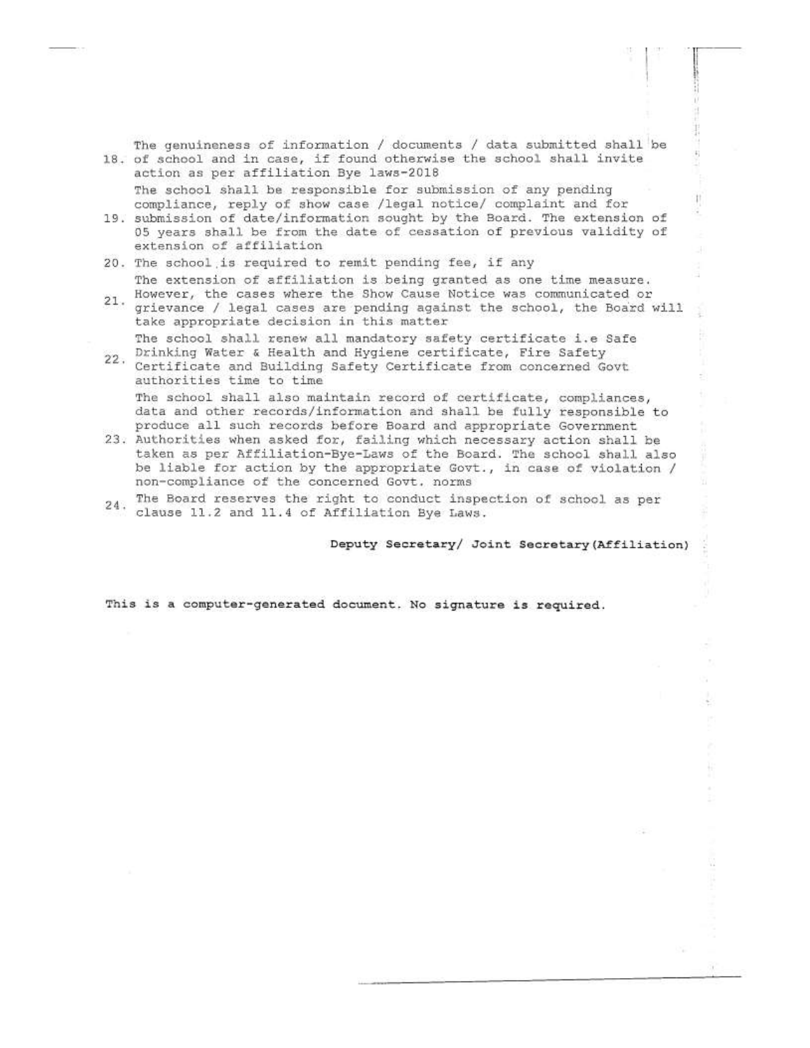18. The genuineness of information / documents / data submitted shall be of school and in case, if found otherwise the school shall invite action as per affiliation Bye laws-2018
19. The school shall be responsible for submission of any pending compliance, reply of show case /legal notice/ complaint and for submission of date/information sought by the Board. The extension of 05 years shall be from the date of cessation of previous validity of extension of affiliation
20. The school is required to remit pending fee, if any
21. The extension of affiliation is being granted as one time measure. However, the cases where the Show Cause Notice was communicated or grievance / legal cases are pending against the school, the Board will take appropriate decision in this matter
22. The school shall renew all mandatory safety certificate i.e Safe Drinking Water & Health and Hygiene certificate, Fire Safety Certificate and Building Safety Certificate from concerned Govt authorities time to time
23. The school shall also maintain record of certificate, compliances, data and other records/information and shall be fully responsible to produce all such records before Board and appropriate Government Authorities when asked for, failing which necessary action shall be taken as per Affiliation-Bye-Laws of the Board. The school shall also be liable for action by the appropriate Govt., in case of violation / non-compliance of the concerned Govt. norms
24. The Board reserves the right to conduct inspection of school as per clause 11.2 and 11.4 of Affiliation Bye Laws.

**Deputy Secretary/ Joint Secretary(Affiliation)**

**This is a computer-generated document. No signature is required.**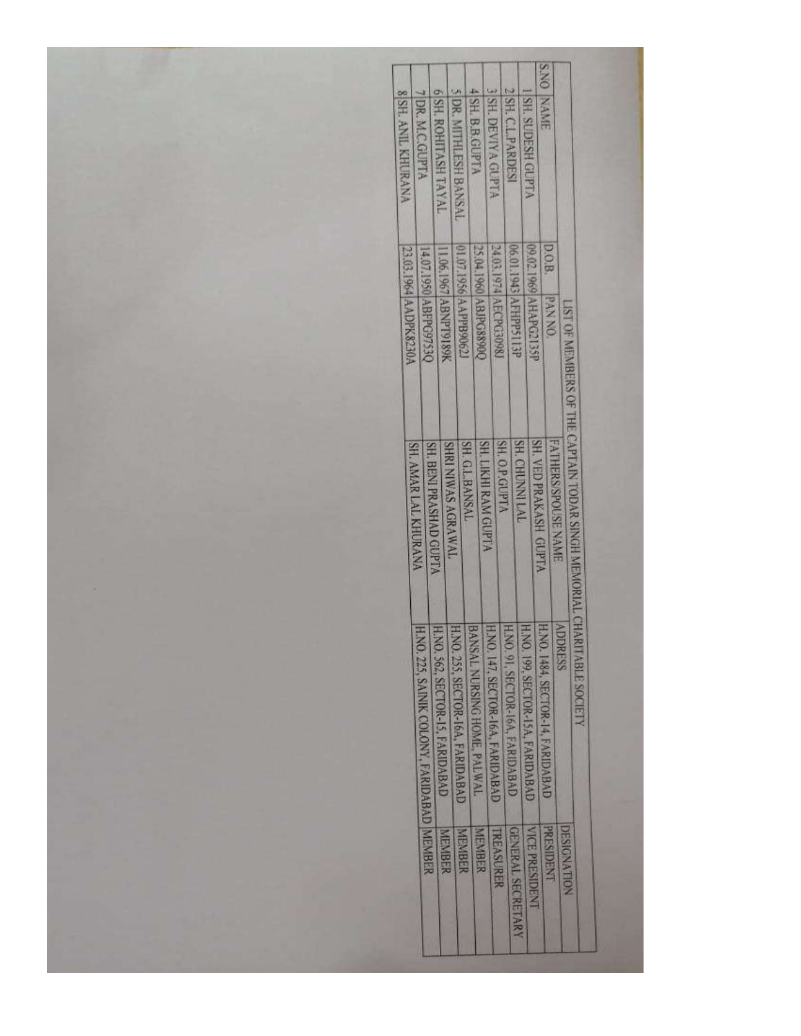| LIST OF MEMBERS OF THE CAPTAIN TODAR SINGH MEMORIAL CHARITABLE SOCIETY | | | | | | |
|---|---|---|---|---|---|---|
| S.NO | NAME | D.O.B. | PAN NO. | FATHERS/SPOUSE NAME | ADDRESS | DESIGNATION |
| 1 | SH. SUDESH GUPTA | 09.02.1969 | AHAPG2135P | SH. VED PRAKASH GUPTA | H.NO. 1484, SECTOR-14, FARIDABAD | PRESIDENT |
| 2 | SH. C.L.PARDESI | 06.01.1943 | AFHPP5113P | SH. CHUNNI LAL | H.NO. 199, SECTOR-15A, FARIDABAD | VICE PRESIDENT |
| 3 | SH. DEVIYA GUPTA | 24.03.1974 | AECPG3098J | SH. O.P.GUPTA | H.NO. 91, SECTOR-16A, FARIDABAD | GENERAL SECRETARY |
| 4 | SH. B.B.GUPTA | 25.04.1960 | ABJPG8890Q | SH. LIKHI RAM GUPTA | H.NO. 147, SECTOR-16A, FARIDABAD | TREASURER |
| 5 | DR. MITHLESH BANSAL | 01.07.1956 | AAPPB9062J | SH. G.L.BANSAL | BANSAL NURSING HOME, PALWAL | MEMBER |
| 6 | SH. ROHITASH TAYAL | 11.06.1967 | ABNPT9189K | SHRI NIWAS AGRAWAL | H.NO. 255, SECTOR-16A, FARIDABAD | MEMBER |
| 7 | DR. M.C.GUPTA | 14.07.1950 | ABFPG9753Q | SH. BENI PRASHAD GUPTA | H.NO. 562, SECTOR-15, FARIDABAD | MEMBER |
| 8 | SH. ANIL KHURANA | 23.03.1964 | AADPK8230A | SH. AMAR LAL KHURANA | H.NO. 225, SAINIK COLONY, FARIDABAD | MEMBER |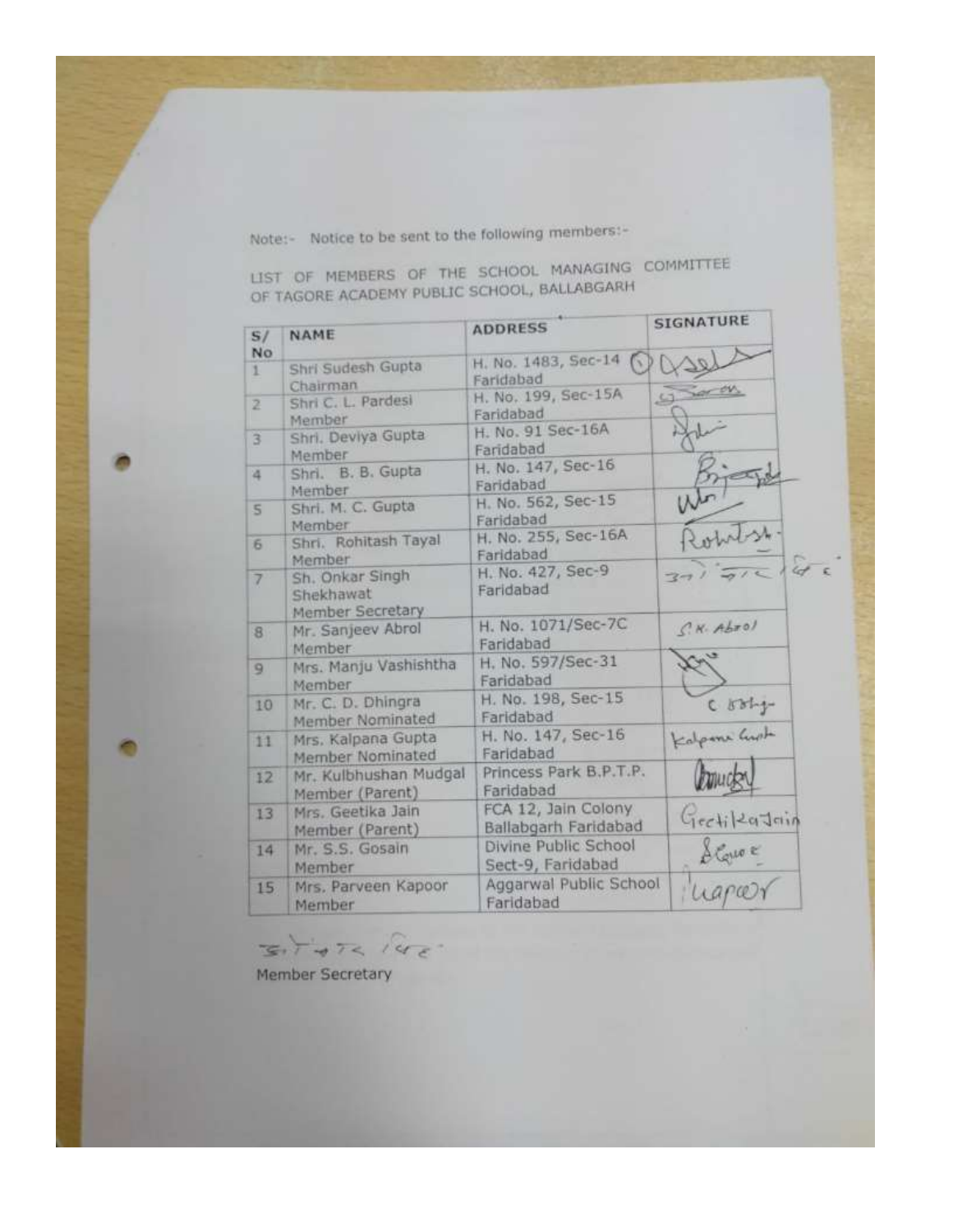Note:- Notice to be sent to the following members:-

LIST OF MEMBERS OF THE SCHOOL MANAGING COMMITTEE OF TAGORE ACADEMY PUBLIC SCHOOL, BALLABGARH

| S/No | NAME | ADDRESS | SIGNATURE |
|---|---|---|---|
| 1 | Shri Sudesh Gupta Chairman | H. No. 1483, Sec-14 Faridabad | |
| 2 | Shri C. L. Pardesi Member | H. No. 199, Sec-15A Faridabad | |
| 3 | Shri. Deviya Gupta Member | H. No. 91 Sec-16A Faridabad | |
| 4 | Shri. B. B. Gupta Member | H. No. 147, Sec-16 Faridabad | |
| 5 | Shri. M. C. Gupta Member | H. No. 562, Sec-15 Faridabad | |
| 6 | Shri. Rohitash Tayal Member | H. No. 255, Sec-16A Faridabad | |
| 7 | Sh. Onkar Singh Shekhawat Member Secretary | H. No. 427, Sec-9 Faridabad | |
| 8 | Mr. Sanjeev Abrol Member | H. No. 1071/Sec-7C Faridabad | |
| 9 | Mrs. Manju Vashishtha Member | H. No. 597/Sec-31 Faridabad | |
| 10 | Mr. C. D. Dhingra Member Nominated | H. No. 198, Sec-15 Faridabad | |
| 11 | Mrs. Kalpana Gupta Member Nominated | H. No. 147, Sec-16 Faridabad | |
| 12 | Mr. Kulbhushan Mudgal Member (Parent) | Princess Park B.P.T.P. Faridabad | |
| 13 | Mrs. Geetika Jain Member (Parent) | FCA 12, Jain Colony Ballabgarh Faridabad | |
| 14 | Mr. S.S. Gosain Member | Divine Public School Sect-9, Faridabad | |
| 15 | Mrs. Parveen Kapoor Member | Aggarwal Public School Faridabad | |

Member Secretary